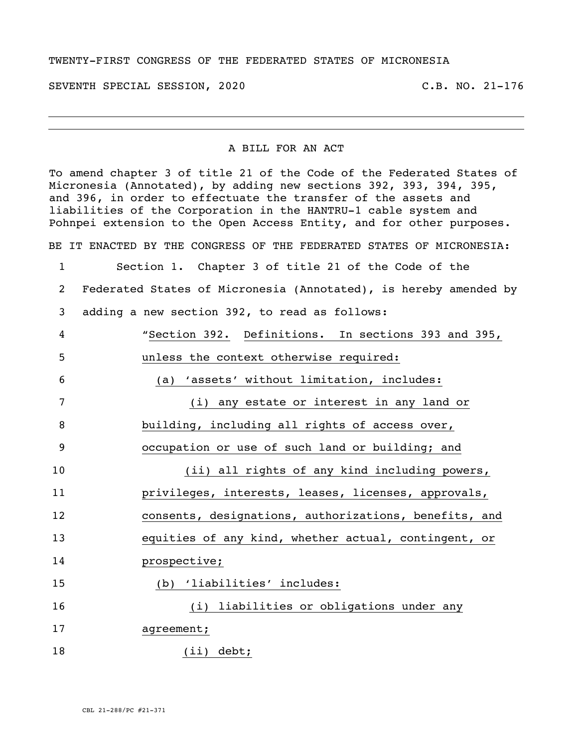TWENTY-FIRST CONGRESS OF THE FEDERATED STATES OF MICRONESIA

SEVENTH SPECIAL SESSION, 2020 C.B. NO. 21-176

---

A BILL FOR AN ACT

To amend chapter 3 of title 21 of the Code of the Federated States of Micronesia (Annotated), by adding new sections 392, 393, 394, 395, and 396, in order to effectuate the transfer of the assets and liabilities of the Corporation in the HANTRU-1 cable system and Pohnpei extension to the Open Access Entity, and for other purposes.

BE IT ENACTED BY THE CONGRESS OF THE FEDERATED STATES OF MICRONESIA:

1 Section 1. Chapter 3 of title 21 of the Code of the
2 Federated States of Micronesia (Annotated), is hereby amended by
3 adding a new section 392, to read as follows:
4 "Section 392. Definitions. In sections 393 and 395,
5 unless the context otherwise required:
6 (a) 'assets' without limitation, includes:
7 (i) any estate or interest in any land or
8 building, including all rights of access over,
9 occupation or use of such land or building; and
10 (ii) all rights of any kind including powers,
11 privileges, interests, leases, licenses, approvals,
12 consents, designations, authorizations, benefits, and
13 equities of any kind, whether actual, contingent, or
14 prospective;
15 (b) 'liabilities' includes:
16 (i) liabilities or obligations under any
17 agreement;
18 (ii) debt;

CBL 21-288/PC #21-371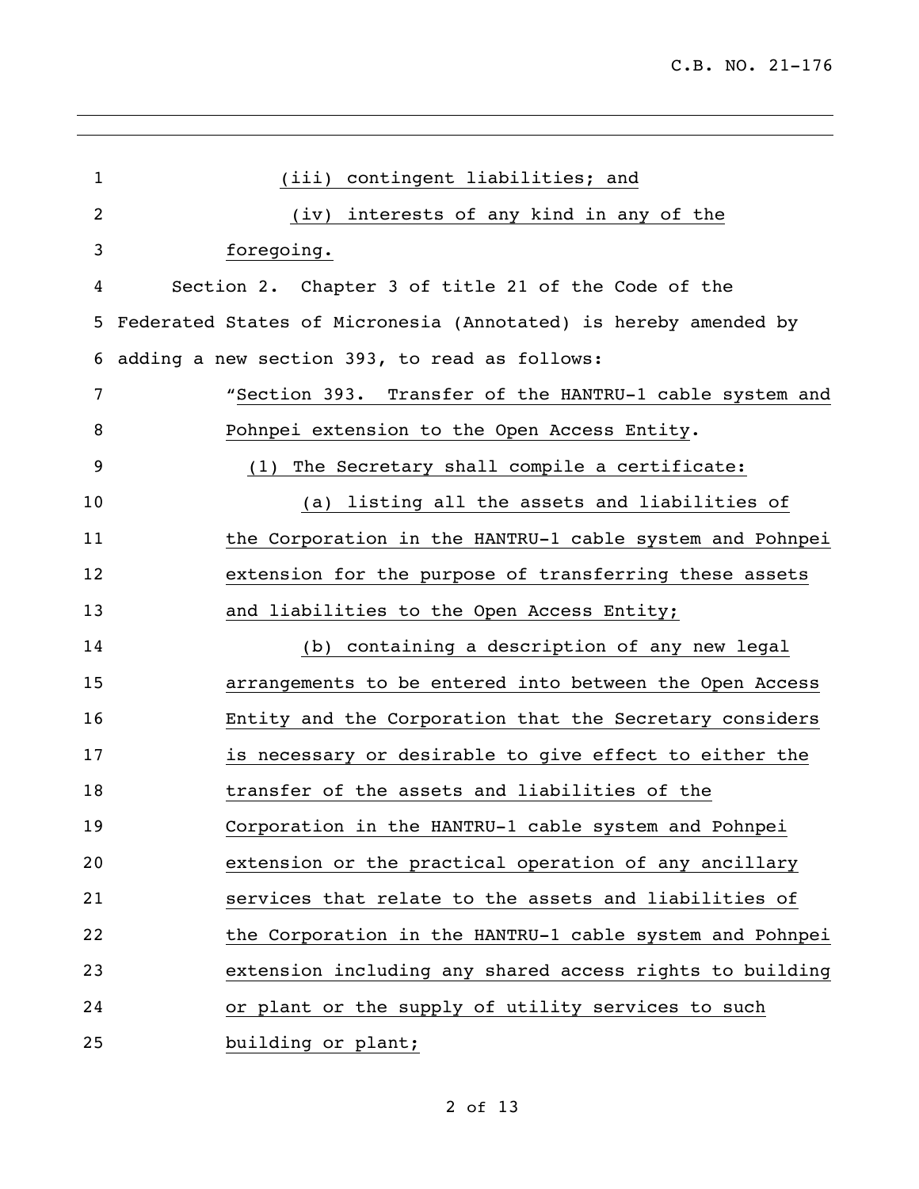(iii) contingent liabilities; and

(iv) interests of any kind in any of the foregoing.

Section 2. Chapter 3 of title 21 of the Code of the Federated States of Micronesia (Annotated) is hereby amended by adding a new section 393, to read as follows:

"Section 393. Transfer of the HANTRU-1 cable system and Pohnpei extension to the Open Access Entity.

(1) The Secretary shall compile a certificate:

(a) listing all the assets and liabilities of the Corporation in the HANTRU-1 cable system and Pohnpei extension for the purpose of transferring these assets and liabilities to the Open Access Entity;

(b) containing a description of any new legal arrangements to be entered into between the Open Access Entity and the Corporation that the Secretary considers is necessary or desirable to give effect to either the transfer of the assets and liabilities of the Corporation in the HANTRU-1 cable system and Pohnpei extension or the practical operation of any ancillary services that relate to the assets and liabilities of the Corporation in the HANTRU-1 cable system and Pohnpei extension including any shared access rights to building or plant or the supply of utility services to such building or plant;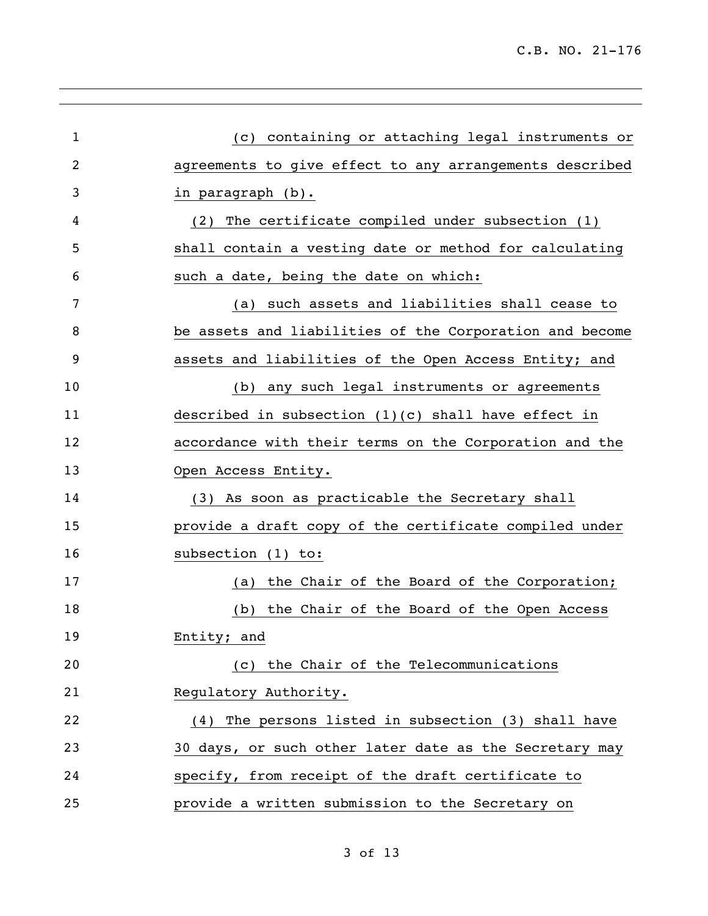(c) containing or attaching legal instruments or agreements to give effect to any arrangements described in paragraph (b).

(2) The certificate compiled under subsection (1) shall contain a vesting date or method for calculating such a date, being the date on which:

(a) such assets and liabilities shall cease to be assets and liabilities of the Corporation and become assets and liabilities of the Open Access Entity; and

(b) any such legal instruments or agreements described in subsection (1)(c) shall have effect in accordance with their terms on the Corporation and the Open Access Entity.

(3) As soon as practicable the Secretary shall provide a draft copy of the certificate compiled under subsection (1) to:

(a) the Chair of the Board of the Corporation;

(b) the Chair of the Board of the Open Access Entity; and

(c) the Chair of the Telecommunications Regulatory Authority.

(4) The persons listed in subsection (3) shall have 30 days, or such other later date as the Secretary may specify, from receipt of the draft certificate to provide a written submission to the Secretary on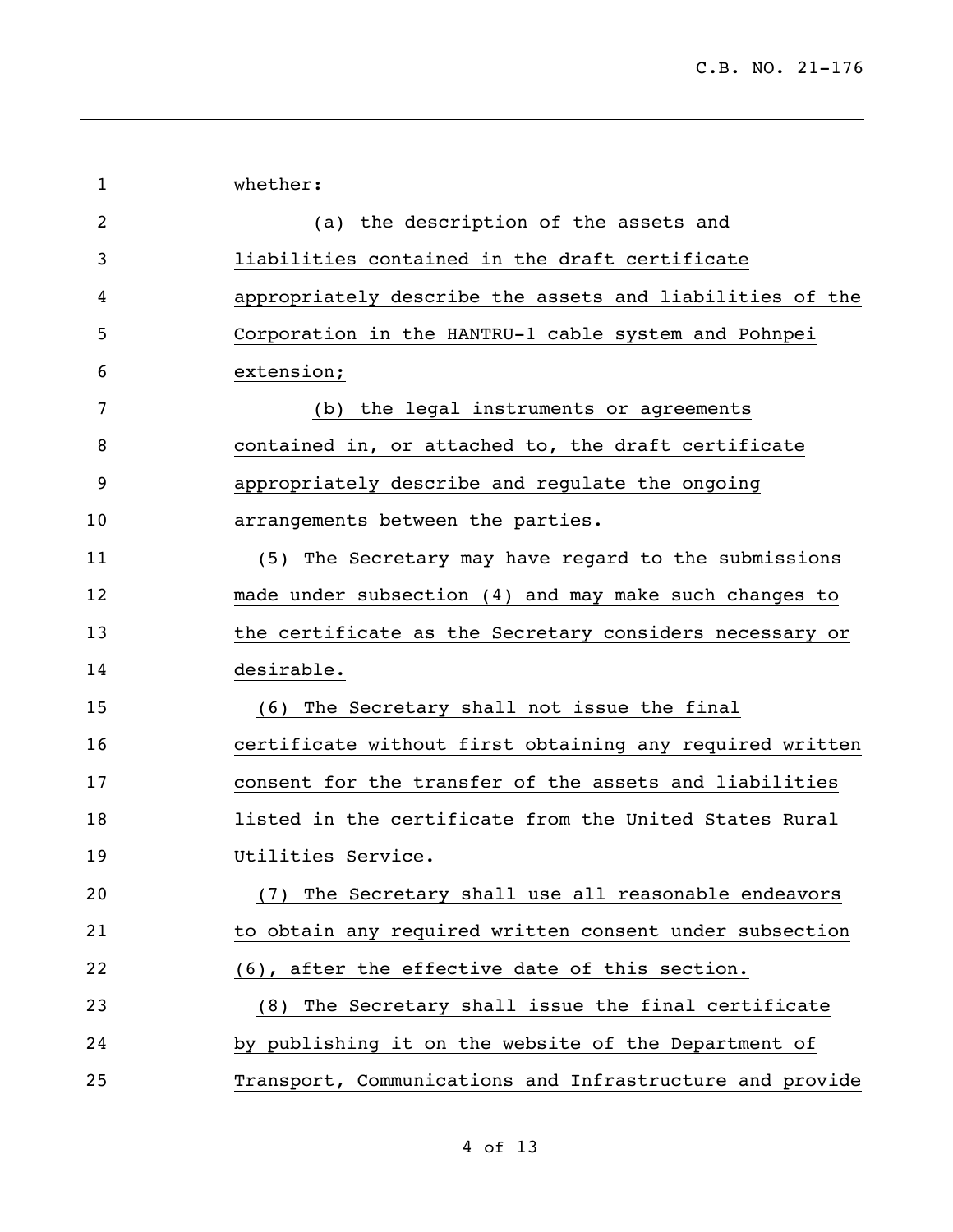whether:

(a) the description of the assets and liabilities contained in the draft certificate appropriately describe the assets and liabilities of the Corporation in the HANTRU-1 cable system and Pohnpei extension;

(b) the legal instruments or agreements contained in, or attached to, the draft certificate appropriately describe and regulate the ongoing arrangements between the parties.

(5) The Secretary may have regard to the submissions made under subsection (4) and may make such changes to the certificate as the Secretary considers necessary or desirable.

(6) The Secretary shall not issue the final certificate without first obtaining any required written consent for the transfer of the assets and liabilities listed in the certificate from the United States Rural Utilities Service.

(7) The Secretary shall use all reasonable endeavors to obtain any required written consent under subsection (6), after the effective date of this section.

(8) The Secretary shall issue the final certificate by publishing it on the website of the Department of Transport, Communications and Infrastructure and provide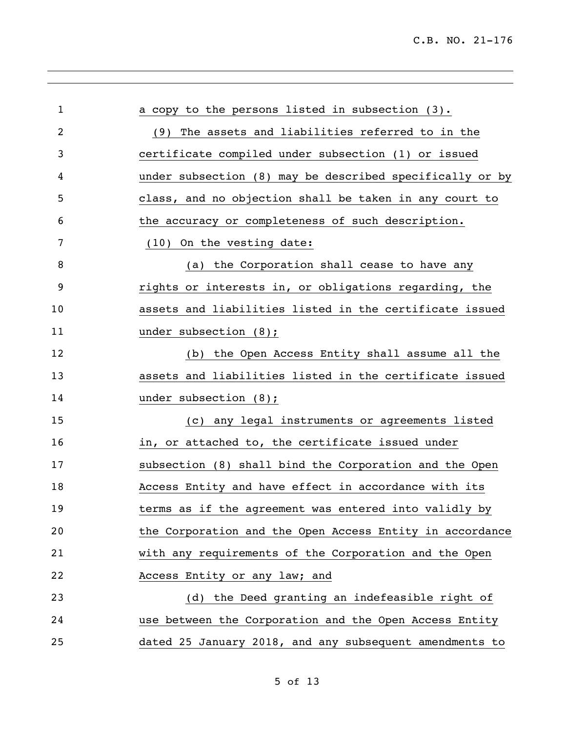a copy to the persons listed in subsection (3).

(9) The assets and liabilities referred to in the certificate compiled under subsection (1) or issued under subsection (8) may be described specifically or by class, and no objection shall be taken in any court to the accuracy or completeness of such description.

(10) On the vesting date:

(a) the Corporation shall cease to have any rights or interests in, or obligations regarding, the assets and liabilities listed in the certificate issued under subsection (8);

(b) the Open Access Entity shall assume all the assets and liabilities listed in the certificate issued under subsection (8);

(c) any legal instruments or agreements listed in, or attached to, the certificate issued under subsection (8) shall bind the Corporation and the Open Access Entity and have effect in accordance with its terms as if the agreement was entered into validly by the Corporation and the Open Access Entity in accordance with any requirements of the Corporation and the Open Access Entity or any law; and

(d) the Deed granting an indefeasible right of use between the Corporation and the Open Access Entity dated 25 January 2018, and any subsequent amendments to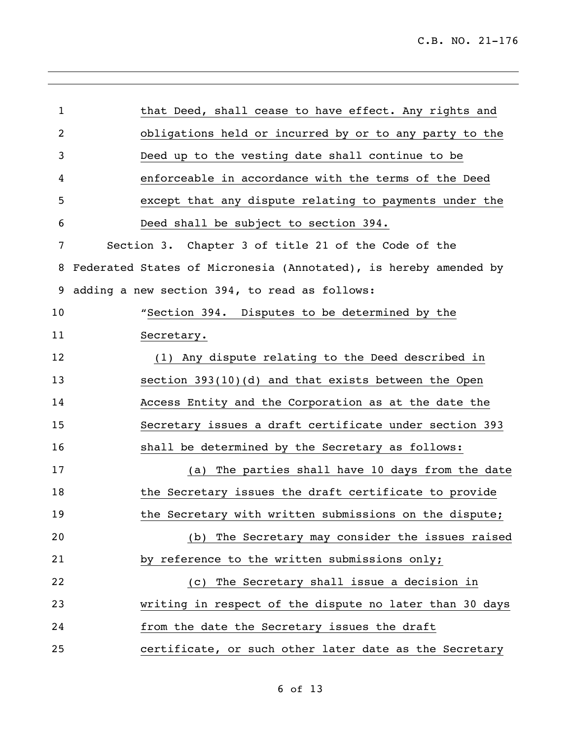that Deed, shall cease to have effect. Any rights and obligations held or incurred by or to any party to the Deed up to the vesting date shall continue to be enforceable in accordance with the terms of the Deed except that any dispute relating to payments under the Deed shall be subject to section 394.

Section 3. Chapter 3 of title 21 of the Code of the Federated States of Micronesia (Annotated), is hereby amended by adding a new section 394, to read as follows:

"Section 394. Disputes to be determined by the Secretary.

(1) Any dispute relating to the Deed described in section 393(10)(d) and that exists between the Open Access Entity and the Corporation as at the date the Secretary issues a draft certificate under section 393 shall be determined by the Secretary as follows:

(a) The parties shall have 10 days from the date the Secretary issues the draft certificate to provide the Secretary with written submissions on the dispute;

(b) The Secretary may consider the issues raised by reference to the written submissions only;

(c) The Secretary shall issue a decision in writing in respect of the dispute no later than 30 days from the date the Secretary issues the draft certificate, or such other later date as the Secretary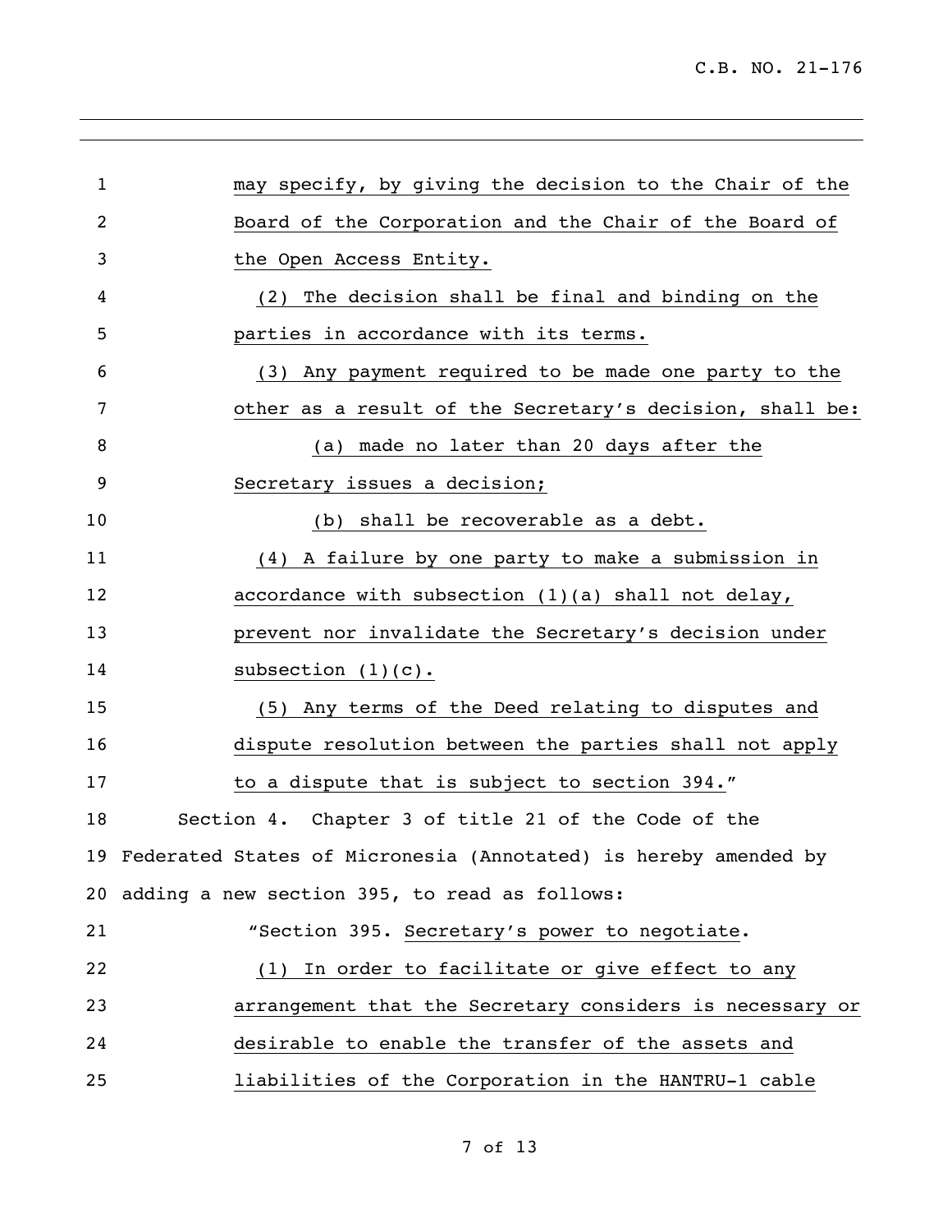may specify, by giving the decision to the Chair of the Board of the Corporation and the Chair of the Board of the Open Access Entity.

(2) The decision shall be final and binding on the parties in accordance with its terms.

(3) Any payment required to be made one party to the other as a result of the Secretary's decision, shall be:

(a) made no later than 20 days after the Secretary issues a decision;

(b) shall be recoverable as a debt.

(4) A failure by one party to make a submission in accordance with subsection (1)(a) shall not delay, prevent nor invalidate the Secretary's decision under subsection (1)(c).

(5) Any terms of the Deed relating to disputes and dispute resolution between the parties shall not apply to a dispute that is subject to section 394."

Section 4. Chapter 3 of title 21 of the Code of the Federated States of Micronesia (Annotated) is hereby amended by adding a new section 395, to read as follows:

"Section 395. Secretary's power to negotiate.

(1) In order to facilitate or give effect to any arrangement that the Secretary considers is necessary or desirable to enable the transfer of the assets and liabilities of the Corporation in the HANTRU-1 cable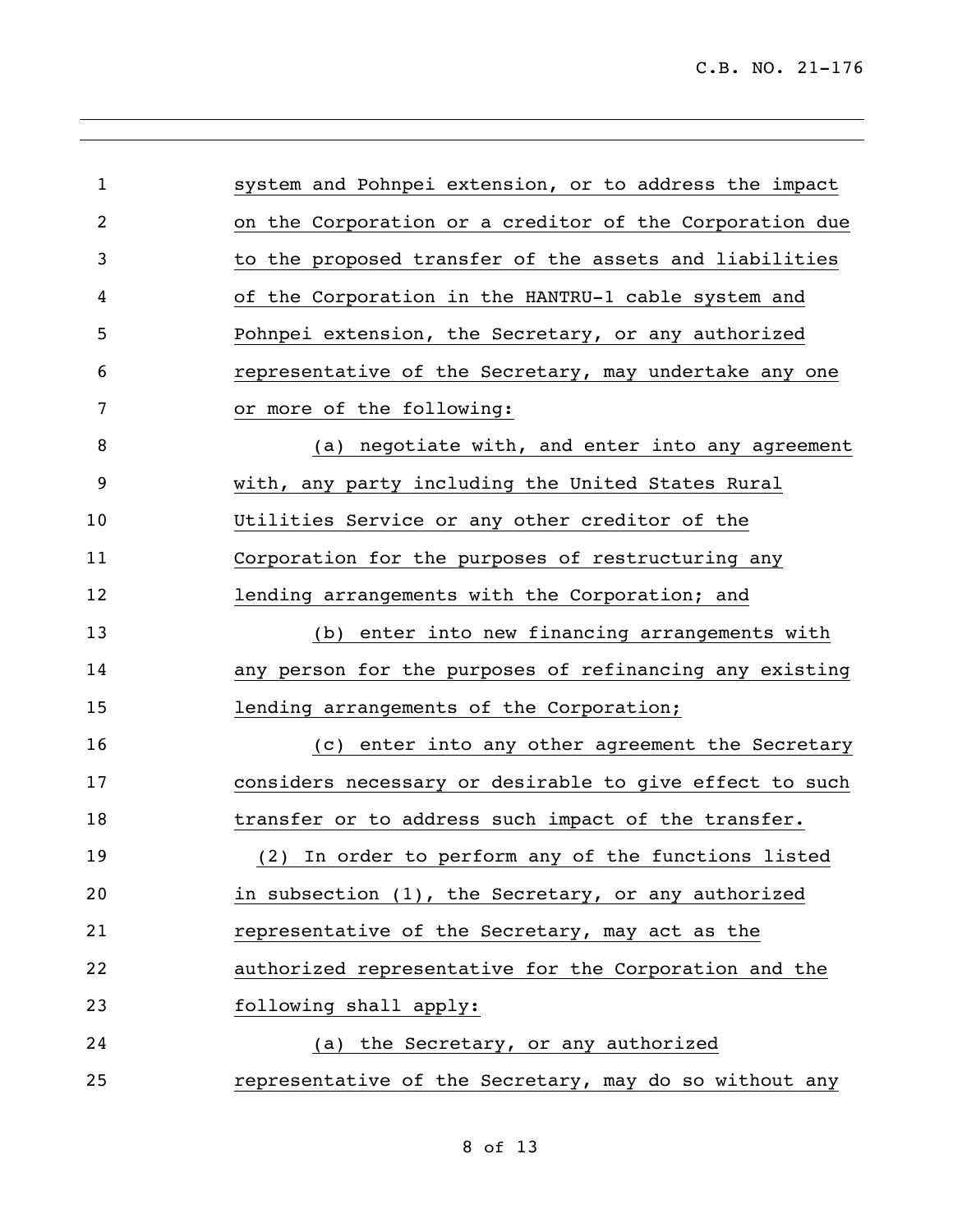system and Pohnpei extension, or to address the impact on the Corporation or a creditor of the Corporation due to the proposed transfer of the assets and liabilities of the Corporation in the HANTRU-1 cable system and Pohnpei extension, the Secretary, or any authorized representative of the Secretary, may undertake any one or more of the following:

(a) negotiate with, and enter into any agreement with, any party including the United States Rural Utilities Service or any other creditor of the Corporation for the purposes of restructuring any lending arrangements with the Corporation; and

(b) enter into new financing arrangements with any person for the purposes of refinancing any existing lending arrangements of the Corporation;

(c) enter into any other agreement the Secretary considers necessary or desirable to give effect to such transfer or to address such impact of the transfer.

(2) In order to perform any of the functions listed in subsection (1), the Secretary, or any authorized representative of the Secretary, may act as the authorized representative for the Corporation and the following shall apply:

(a) the Secretary, or any authorized representative of the Secretary, may do so without any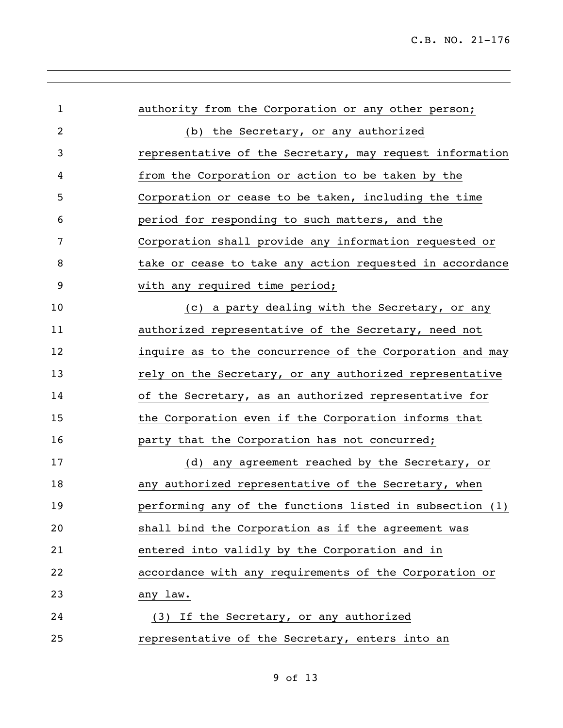authority from the Corporation or any other person;

(b) the Secretary, or any authorized representative of the Secretary, may request information from the Corporation or action to be taken by the Corporation or cease to be taken, including the time period for responding to such matters, and the Corporation shall provide any information requested or take or cease to take any action requested in accordance with any required time period;

(c) a party dealing with the Secretary, or any authorized representative of the Secretary, need not inquire as to the concurrence of the Corporation and may rely on the Secretary, or any authorized representative of the Secretary, as an authorized representative for the Corporation even if the Corporation informs that party that the Corporation has not concurred;

(d) any agreement reached by the Secretary, or any authorized representative of the Secretary, when performing any of the functions listed in subsection (1) shall bind the Corporation as if the agreement was entered into validly by the Corporation and in accordance with any requirements of the Corporation or any law.

(3) If the Secretary, or any authorized representative of the Secretary, enters into an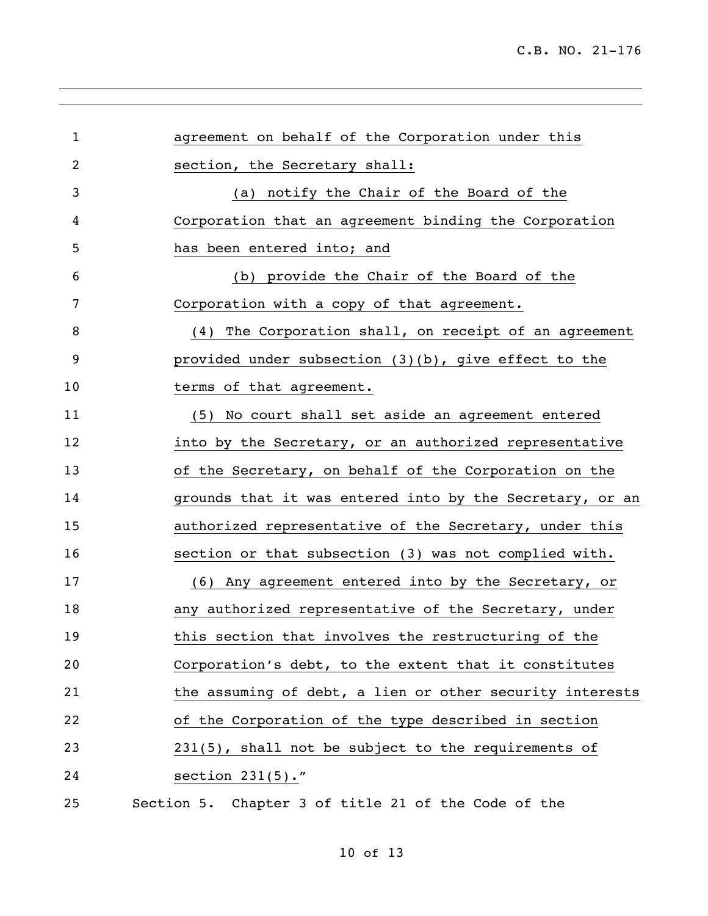agreement on behalf of the Corporation under this section, the Secretary shall:

(a) notify the Chair of the Board of the Corporation that an agreement binding the Corporation has been entered into; and

(b) provide the Chair of the Board of the Corporation with a copy of that agreement.

(4) The Corporation shall, on receipt of an agreement provided under subsection (3)(b), give effect to the terms of that agreement.

(5) No court shall set aside an agreement entered into by the Secretary, or an authorized representative of the Secretary, on behalf of the Corporation on the grounds that it was entered into by the Secretary, or an authorized representative of the Secretary, under this section or that subsection (3) was not complied with.

(6) Any agreement entered into by the Secretary, or any authorized representative of the Secretary, under this section that involves the restructuring of the Corporation's debt, to the extent that it constitutes the assuming of debt, a lien or other security interests of the Corporation of the type described in section 231(5), shall not be subject to the requirements of section 231(5)."

Section 5. Chapter 3 of title 21 of the Code of the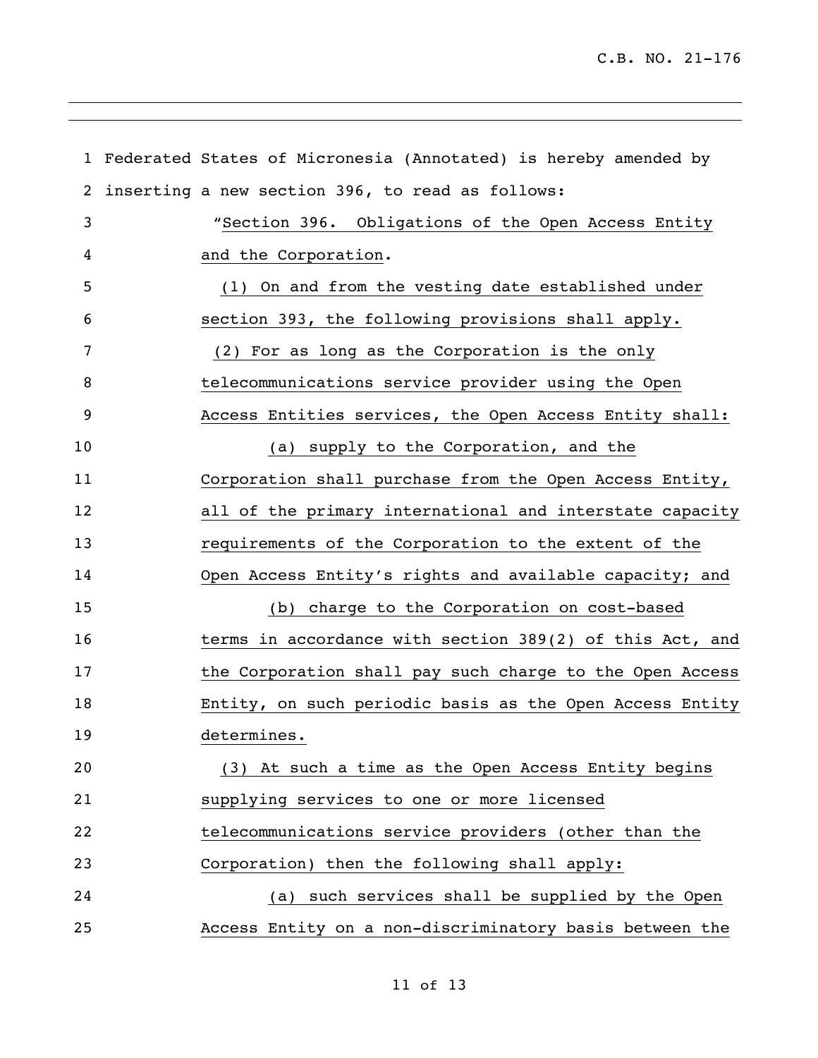Federated States of Micronesia (Annotated) is hereby amended by inserting a new section 396, to read as follows:

"Section 396. Obligations of the Open Access Entity and the Corporation.

(1) On and from the vesting date established under section 393, the following provisions shall apply.

(2) For as long as the Corporation is the only telecommunications service provider using the Open Access Entities services, the Open Access Entity shall:

(a) supply to the Corporation, and the Corporation shall purchase from the Open Access Entity, all of the primary international and interstate capacity requirements of the Corporation to the extent of the Open Access Entity's rights and available capacity; and

(b) charge to the Corporation on cost-based terms in accordance with section 389(2) of this Act, and the Corporation shall pay such charge to the Open Access Entity, on such periodic basis as the Open Access Entity determines.

(3) At such a time as the Open Access Entity begins supplying services to one or more licensed telecommunications service providers (other than the Corporation) then the following shall apply:

(a) such services shall be supplied by the Open Access Entity on a non-discriminatory basis between the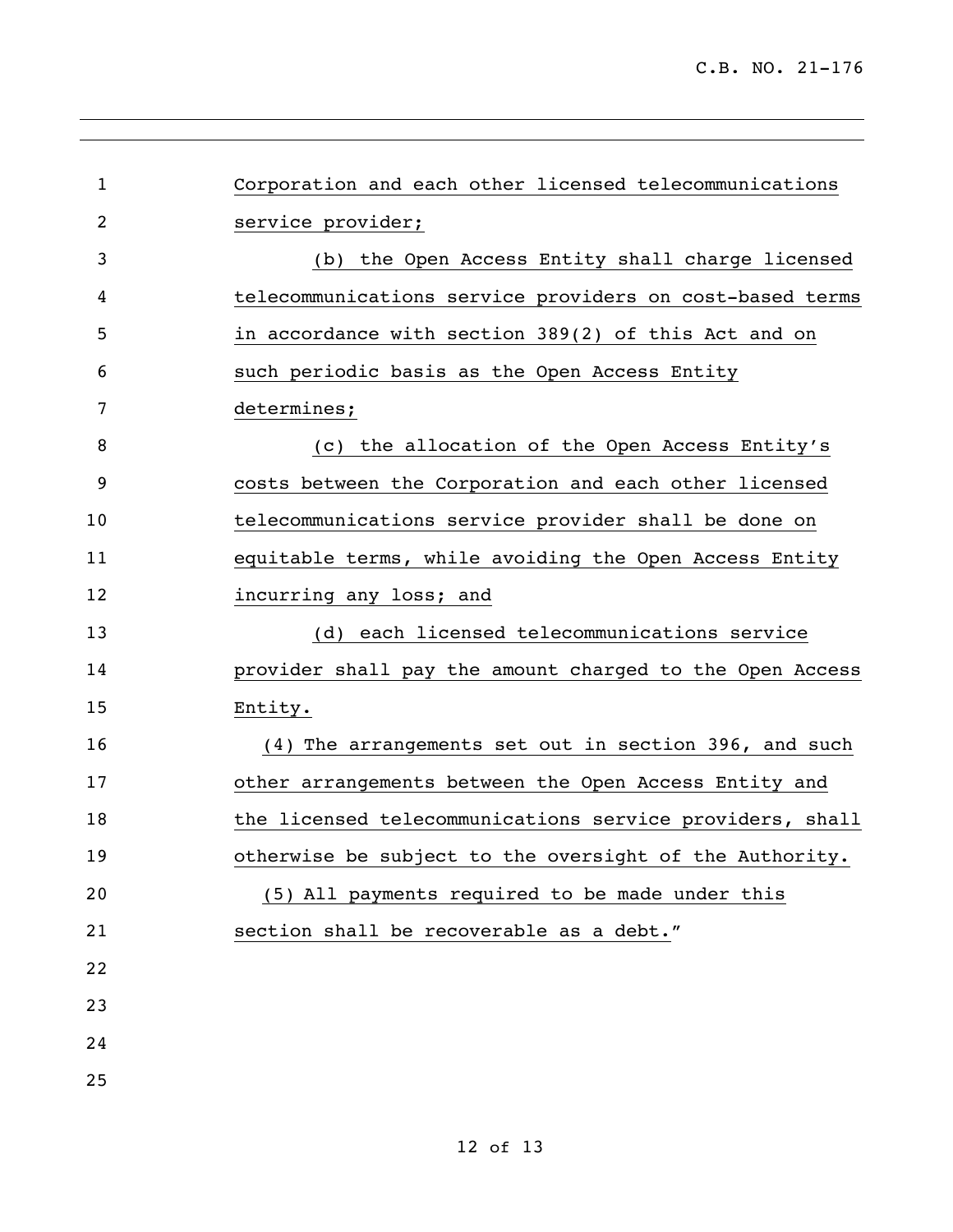Corporation and each other licensed telecommunications service provider;

(b) the Open Access Entity shall charge licensed telecommunications service providers on cost-based terms in accordance with section 389(2) of this Act and on such periodic basis as the Open Access Entity determines;

(c) the allocation of the Open Access Entity's costs between the Corporation and each other licensed telecommunications service provider shall be done on equitable terms, while avoiding the Open Access Entity incurring any loss; and

(d) each licensed telecommunications service provider shall pay the amount charged to the Open Access Entity.

(4) The arrangements set out in section 396, and such other arrangements between the Open Access Entity and the licensed telecommunications service providers, shall otherwise be subject to the oversight of the Authority.

(5) All payments required to be made under this section shall be recoverable as a debt."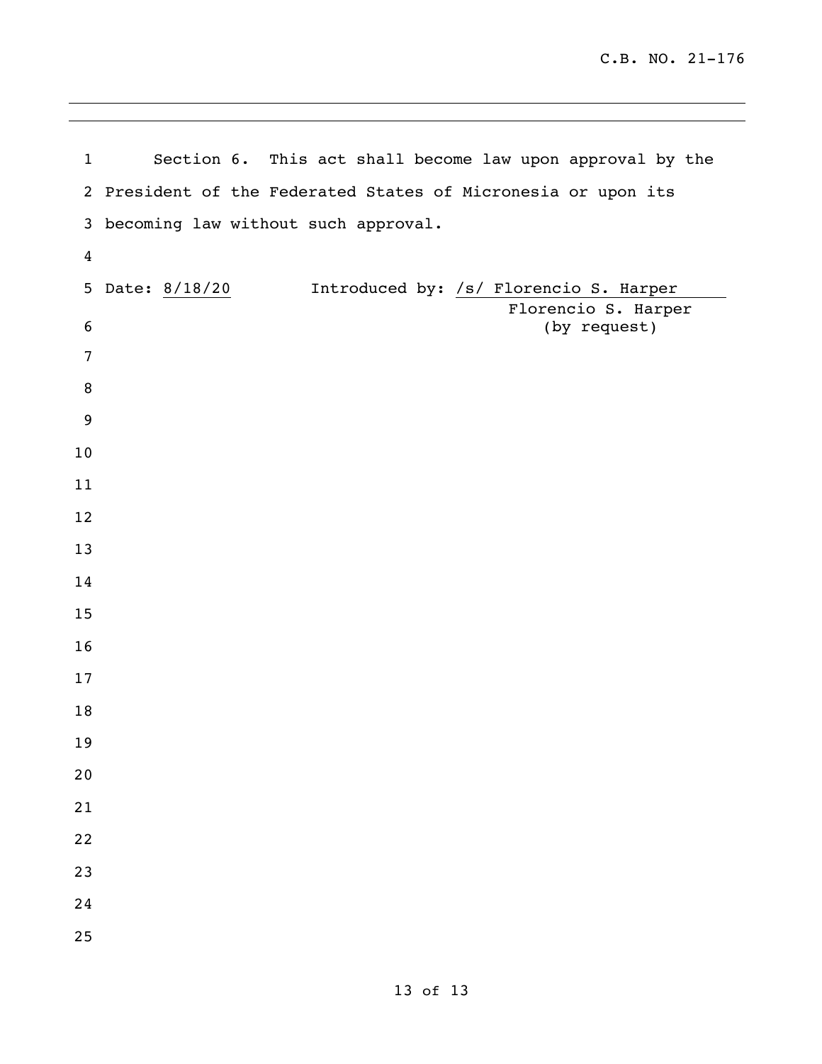Section 6. This act shall become law upon approval by the President of the Federated States of Micronesia or upon its becoming law without such approval.

Date: 8/18/20 Introduced by: /s/ Florencio S. Harper

Florencio S. Harper
(by request)